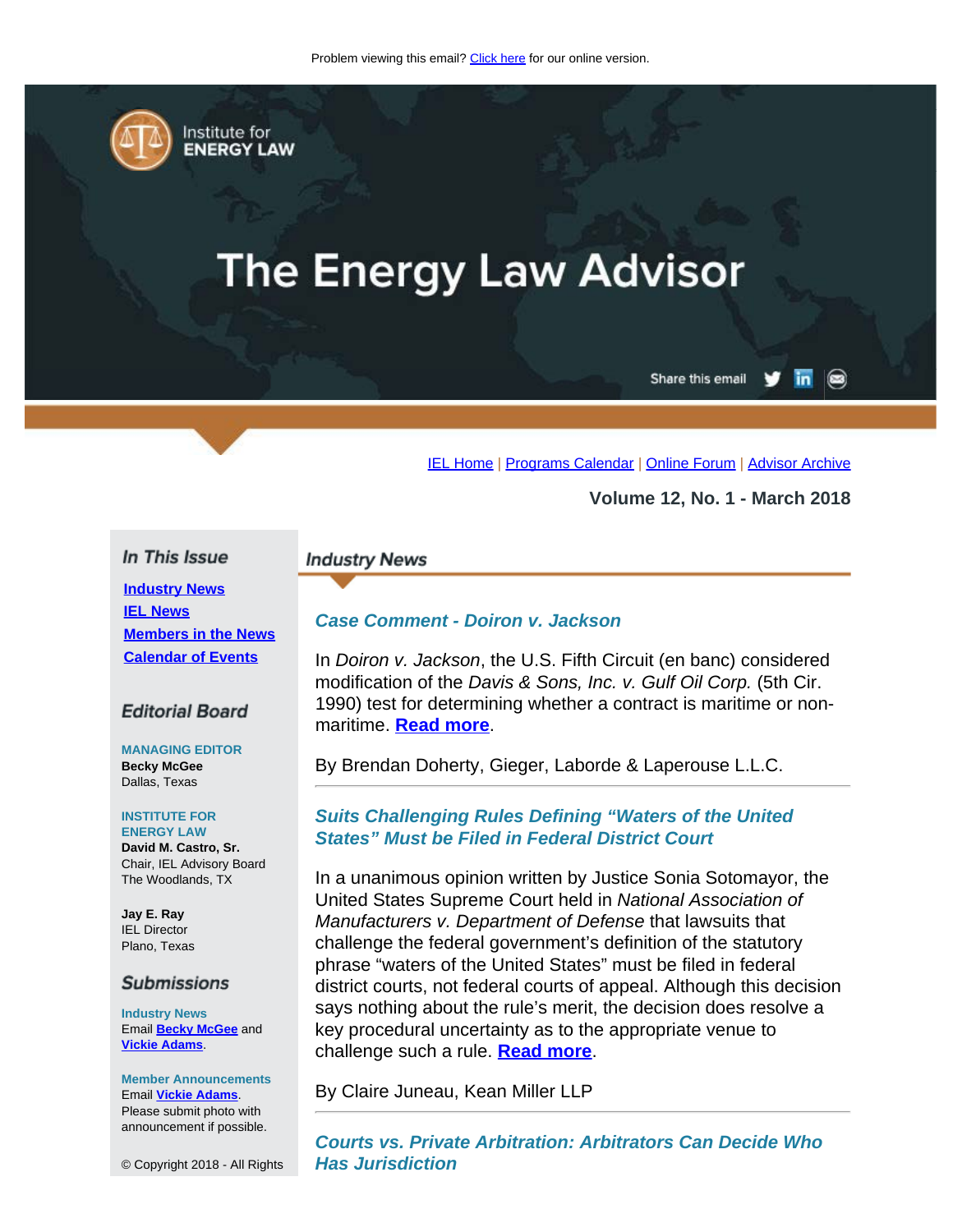Problem viewing this email? Click here for our online version.

Institute for ENERGY LAW

# The Energy Law Advisor

Share this email

IEL Home | Programs Calendar | Online Forum | Advisor Archive

**Volume 12, No. 1 - March 2018**

### In This Issue

- Industry News
- IEL News
- Members in the News
- Calendar of Events

### Editorial Board

**MANAGING EDITOR**
**Becky McGee**
Dallas, Texas

**INSTITUTE FOR ENERGY LAW**
**David M. Castro, Sr.**
Chair, IEL Advisory Board
The Woodlands, TX

**Jay E. Ray**
IEL Director
Plano, Texas

### Submissions

**Industry News**
Email **Becky McGee** and **Vickie Adams**.

**Member Announcements**
Email **Vickie Adams**. Please submit photo with announcement if possible.

© Copyright 2018 - All Rights

## Industry News

### *Case Comment - Doiron v. Jackson*

In *Doiron v. Jackson*, the U.S. Fifth Circuit (en banc) considered modification of the *Davis & Sons, Inc. v. Gulf Oil Corp.* (5th Cir. 1990) test for determining whether a contract is maritime or non-maritime. **Read more**.

By Brendan Doherty, Gieger, Laborde & Laperouse L.L.C.

---

### *Suits Challenging Rules Defining "Waters of the United States" Must be Filed in Federal District Court*

In a unanimous opinion written by Justice Sonia Sotomayor, the United States Supreme Court held in *National Association of Manufacturers v. Department of Defense* that lawsuits that challenge the federal government's definition of the statutory phrase "waters of the United States" must be filed in federal district courts, not federal courts of appeal. Although this decision says nothing about the rule's merit, the decision does resolve a key procedural uncertainty as to the appropriate venue to challenge such a rule. **Read more**.

By Claire Juneau, Kean Miller LLP

---

### *Courts vs. Private Arbitration: Arbitrators Can Decide Who Has Jurisdiction*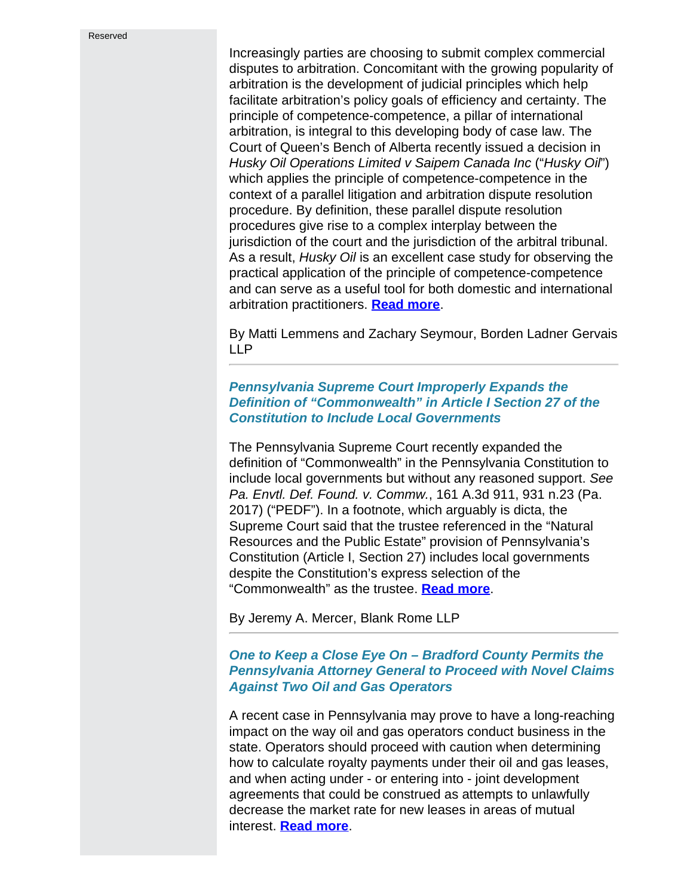Reserved

Increasingly parties are choosing to submit complex commercial disputes to arbitration. Concomitant with the growing popularity of arbitration is the development of judicial principles which help facilitate arbitration's policy goals of efficiency and certainty. The principle of competence-competence, a pillar of international arbitration, is integral to this developing body of case law. The Court of Queen's Bench of Alberta recently issued a decision in *Husky Oil Operations Limited v Saipem Canada Inc* ("*Husky Oil*") which applies the principle of competence-competence in the context of a parallel litigation and arbitration dispute resolution procedure. By definition, these parallel dispute resolution procedures give rise to a complex interplay between the jurisdiction of the court and the jurisdiction of the arbitral tribunal. As a result, *Husky Oil* is an excellent case study for observing the practical application of the principle of competence-competence and can serve as a useful tool for both domestic and international arbitration practitioners. **Read more**.

By Matti Lemmens and Zachary Seymour, Borden Ladner Gervais LLP

---

### *Pennsylvania Supreme Court Improperly Expands the Definition of "Commonwealth" in Article I Section 27 of the Constitution to Include Local Governments*

The Pennsylvania Supreme Court recently expanded the definition of "Commonwealth" in the Pennsylvania Constitution to include local governments but without any reasoned support. *See Pa. Envtl. Def. Found. v. Commw.*, 161 A.3d 911, 931 n.23 (Pa. 2017) ("PEDF"). In a footnote, which arguably is dicta, the Supreme Court said that the trustee referenced in the "Natural Resources and the Public Estate" provision of Pennsylvania's Constitution (Article I, Section 27) includes local governments despite the Constitution's express selection of the "Commonwealth" as the trustee. **Read more**.

By Jeremy A. Mercer, Blank Rome LLP

---

### *One to Keep a Close Eye On – Bradford County Permits the Pennsylvania Attorney General to Proceed with Novel Claims Against Two Oil and Gas Operators*

A recent case in Pennsylvania may prove to have a long-reaching impact on the way oil and gas operators conduct business in the state. Operators should proceed with caution when determining how to calculate royalty payments under their oil and gas leases, and when acting under - or entering into - joint development agreements that could be construed as attempts to unlawfully decrease the market rate for new leases in areas of mutual interest. **Read more**.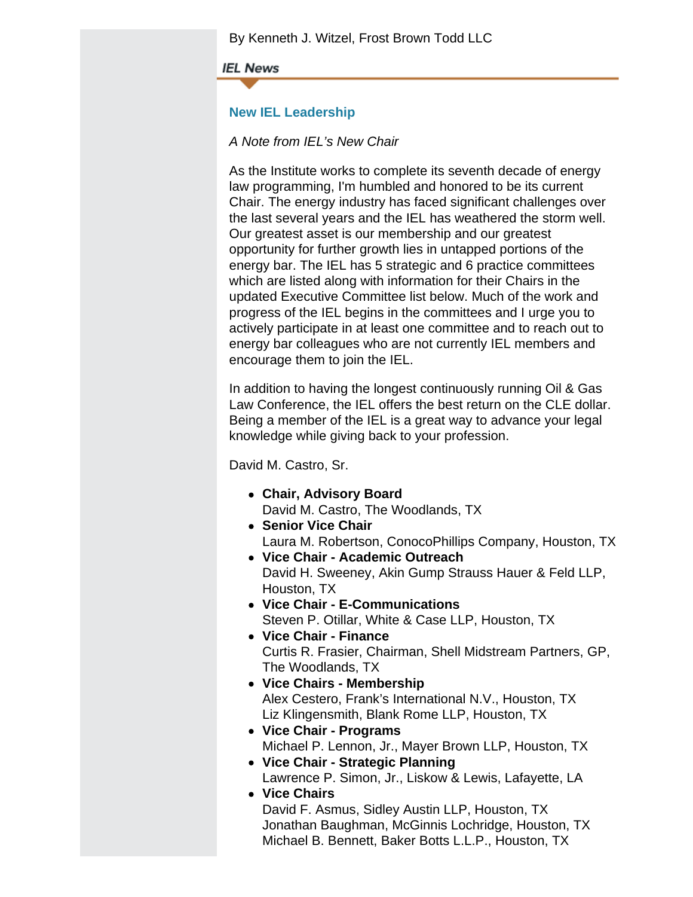By Kenneth J. Witzel, Frost Brown Todd LLC

## IEL News

### New IEL Leadership

*A Note from IEL's New Chair*

As the Institute works to complete its seventh decade of energy law programming, I'm humbled and honored to be its current Chair. The energy industry has faced significant challenges over the last several years and the IEL has weathered the storm well. Our greatest asset is our membership and our greatest opportunity for further growth lies in untapped portions of the energy bar. The IEL has 5 strategic and 6 practice committees which are listed along with information for their Chairs in the updated Executive Committee list below. Much of the work and progress of the IEL begins in the committees and I urge you to actively participate in at least one committee and to reach out to energy bar colleagues who are not currently IEL members and encourage them to join the IEL.

In addition to having the longest continuously running Oil & Gas Law Conference, the IEL offers the best return on the CLE dollar. Being a member of the IEL is a great way to advance your legal knowledge while giving back to your profession.

David M. Castro, Sr.

- **Chair, Advisory Board**
  David M. Castro, The Woodlands, TX
- **Senior Vice Chair**
  Laura M. Robertson, ConocoPhillips Company, Houston, TX
- **Vice Chair - Academic Outreach**
  David H. Sweeney, Akin Gump Strauss Hauer & Feld LLP, Houston, TX
- **Vice Chair - E-Communications**
  Steven P. Otillar, White & Case LLP, Houston, TX
- **Vice Chair - Finance**
  Curtis R. Frasier, Chairman, Shell Midstream Partners, GP, The Woodlands, TX
- **Vice Chairs - Membership**
  Alex Cestero, Frank's International N.V., Houston, TX
  Liz Klingensmith, Blank Rome LLP, Houston, TX
- **Vice Chair - Programs**
  Michael P. Lennon, Jr., Mayer Brown LLP, Houston, TX
- **Vice Chair - Strategic Planning**
  Lawrence P. Simon, Jr., Liskow & Lewis, Lafayette, LA
- **Vice Chairs**
  David F. Asmus, Sidley Austin LLP, Houston, TX
  Jonathan Baughman, McGinnis Lochridge, Houston, TX
  Michael B. Bennett, Baker Botts L.L.P., Houston, TX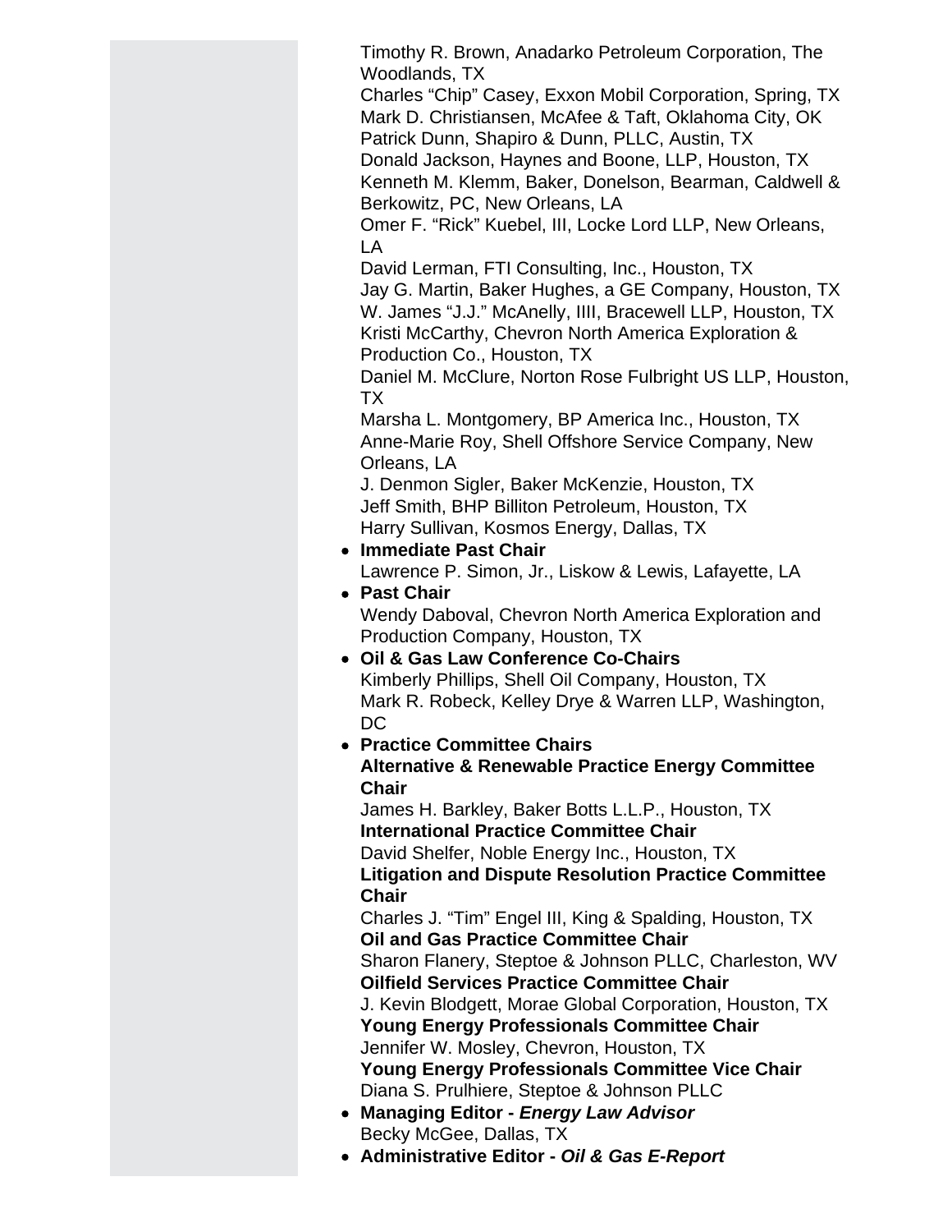Timothy R. Brown, Anadarko Petroleum Corporation, The Woodlands, TX
Charles "Chip" Casey, Exxon Mobil Corporation, Spring, TX
Mark D. Christiansen, McAfee & Taft, Oklahoma City, OK
Patrick Dunn, Shapiro & Dunn, PLLC, Austin, TX
Donald Jackson, Haynes and Boone, LLP, Houston, TX
Kenneth M. Klemm, Baker, Donelson, Bearman, Caldwell & Berkowitz, PC, New Orleans, LA
Omer F. "Rick" Kuebel, III, Locke Lord LLP, New Orleans, LA
David Lerman, FTI Consulting, Inc., Houston, TX
Jay G. Martin, Baker Hughes, a GE Company, Houston, TX
W. James "J.J." McAnelly, IIII, Bracewell LLP, Houston, TX
Kristi McCarthy, Chevron North America Exploration & Production Co., Houston, TX
Daniel M. McClure, Norton Rose Fulbright US LLP, Houston, TX
Marsha L. Montgomery, BP America Inc., Houston, TX
Anne-Marie Roy, Shell Offshore Service Company, New Orleans, LA
J. Denmon Sigler, Baker McKenzie, Houston, TX
Jeff Smith, BHP Billiton Petroleum, Houston, TX
Harry Sullivan, Kosmos Energy, Dallas, TX

- **Immediate Past Chair**
  Lawrence P. Simon, Jr., Liskow & Lewis, Lafayette, LA
- **Past Chair**
  Wendy Daboval, Chevron North America Exploration and Production Company, Houston, TX
- **Oil & Gas Law Conference Co-Chairs**
  Kimberly Phillips, Shell Oil Company, Houston, TX
  Mark R. Robeck, Kelley Drye & Warren LLP, Washington, DC
- **Practice Committee Chairs**
  **Alternative & Renewable Practice Energy Committee Chair**
  James H. Barkley, Baker Botts L.L.P., Houston, TX
  **International Practice Committee Chair**
  David Shelfer, Noble Energy Inc., Houston, TX
  **Litigation and Dispute Resolution Practice Committee Chair**
  Charles J. "Tim" Engel III, King & Spalding, Houston, TX
  **Oil and Gas Practice Committee Chair**
  Sharon Flanery, Steptoe & Johnson PLLC, Charleston, WV
  **Oilfield Services Practice Committee Chair**
  J. Kevin Blodgett, Morae Global Corporation, Houston, TX
  **Young Energy Professionals Committee Chair**
  Jennifer W. Mosley, Chevron, Houston, TX
  **Young Energy Professionals Committee Vice Chair**
  Diana S. Prulhiere, Steptoe & Johnson PLLC
- **Managing Editor - *Energy Law Advisor***
  Becky McGee, Dallas, TX
- **Administrative Editor - *Oil & Gas E-Report***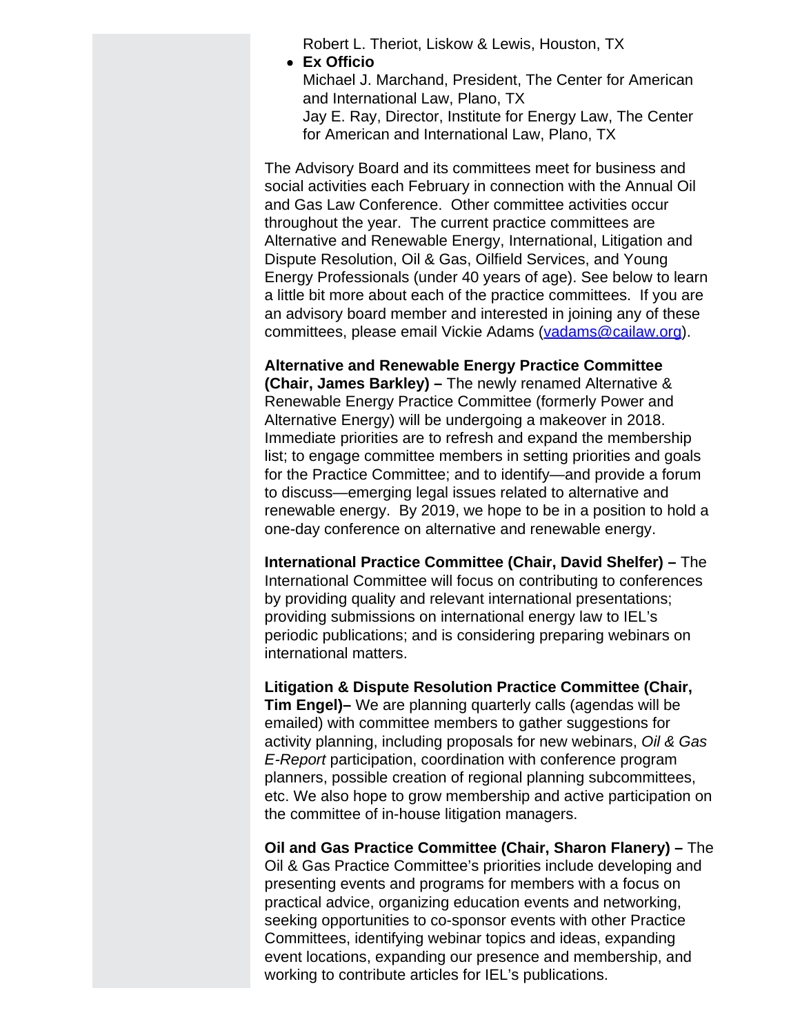Robert L. Theriot, Liskow & Lewis, Houston, TX

- **Ex Officio**
  Michael J. Marchand, President, The Center for American and International Law, Plano, TX
  Jay E. Ray, Director, Institute for Energy Law, The Center for American and International Law, Plano, TX

The Advisory Board and its committees meet for business and social activities each February in connection with the Annual Oil and Gas Law Conference. Other committee activities occur throughout the year. The current practice committees are Alternative and Renewable Energy, International, Litigation and Dispute Resolution, Oil & Gas, Oilfield Services, and Young Energy Professionals (under 40 years of age). See below to learn a little bit more about each of the practice committees. If you are an advisory board member and interested in joining any of these committees, please email Vickie Adams (vadams@cailaw.org).

**Alternative and Renewable Energy Practice Committee (Chair, James Barkley) –** The newly renamed Alternative & Renewable Energy Practice Committee (formerly Power and Alternative Energy) will be undergoing a makeover in 2018. Immediate priorities are to refresh and expand the membership list; to engage committee members in setting priorities and goals for the Practice Committee; and to identify—and provide a forum to discuss—emerging legal issues related to alternative and renewable energy. By 2019, we hope to be in a position to hold a one-day conference on alternative and renewable energy.

**International Practice Committee (Chair, David Shelfer) –** The International Committee will focus on contributing to conferences by providing quality and relevant international presentations; providing submissions on international energy law to IEL's periodic publications; and is considering preparing webinars on international matters.

**Litigation & Dispute Resolution Practice Committee (Chair, Tim Engel)–** We are planning quarterly calls (agendas will be emailed) with committee members to gather suggestions for activity planning, including proposals for new webinars, *Oil & Gas E-Report* participation, coordination with conference program planners, possible creation of regional planning subcommittees, etc. We also hope to grow membership and active participation on the committee of in-house litigation managers.

**Oil and Gas Practice Committee (Chair, Sharon Flanery) –** The Oil & Gas Practice Committee's priorities include developing and presenting events and programs for members with a focus on practical advice, organizing education events and networking, seeking opportunities to co-sponsor events with other Practice Committees, identifying webinar topics and ideas, expanding event locations, expanding our presence and membership, and working to contribute articles for IEL's publications.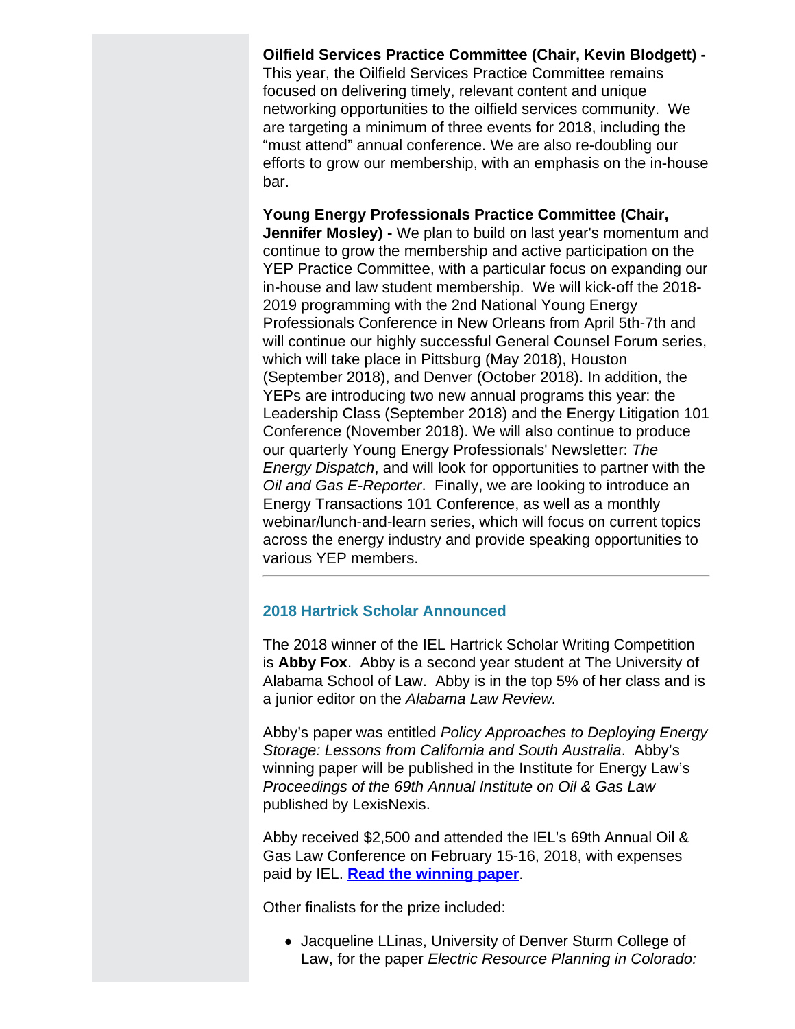**Oilfield Services Practice Committee (Chair, Kevin Blodgett) -** This year, the Oilfield Services Practice Committee remains focused on delivering timely, relevant content and unique networking opportunities to the oilfield services community. We are targeting a minimum of three events for 2018, including the "must attend" annual conference. We are also re-doubling our efforts to grow our membership, with an emphasis on the in-house bar.

**Young Energy Professionals Practice Committee (Chair, Jennifer Mosley) -** We plan to build on last year's momentum and continue to grow the membership and active participation on the YEP Practice Committee, with a particular focus on expanding our in-house and law student membership. We will kick-off the 2018-2019 programming with the 2nd National Young Energy Professionals Conference in New Orleans from April 5th-7th and will continue our highly successful General Counsel Forum series, which will take place in Pittsburg (May 2018), Houston (September 2018), and Denver (October 2018). In addition, the YEPs are introducing two new annual programs this year: the Leadership Class (September 2018) and the Energy Litigation 101 Conference (November 2018). We will also continue to produce our quarterly Young Energy Professionals' Newsletter: *The Energy Dispatch*, and will look for opportunities to partner with the *Oil and Gas E-Reporter*. Finally, we are looking to introduce an Energy Transactions 101 Conference, as well as a monthly webinar/lunch-and-learn series, which will focus on current topics across the energy industry and provide speaking opportunities to various YEP members.

---

## 2018 Hartrick Scholar Announced

The 2018 winner of the IEL Hartrick Scholar Writing Competition is **Abby Fox**. Abby is a second year student at The University of Alabama School of Law. Abby is in the top 5% of her class and is a junior editor on the *Alabama Law Review.*

Abby's paper was entitled *Policy Approaches to Deploying Energy Storage: Lessons from California and South Australia*. Abby's winning paper will be published in the Institute for Energy Law's *Proceedings of the 69th Annual Institute on Oil & Gas Law* published by LexisNexis.

Abby received $2,500 and attended the IEL's 69th Annual Oil & Gas Law Conference on February 15-16, 2018, with expenses paid by IEL. **Read the winning paper**.

Other finalists for the prize included:

- Jacqueline LLinas, University of Denver Sturm College of Law, for the paper *Electric Resource Planning in Colorado:*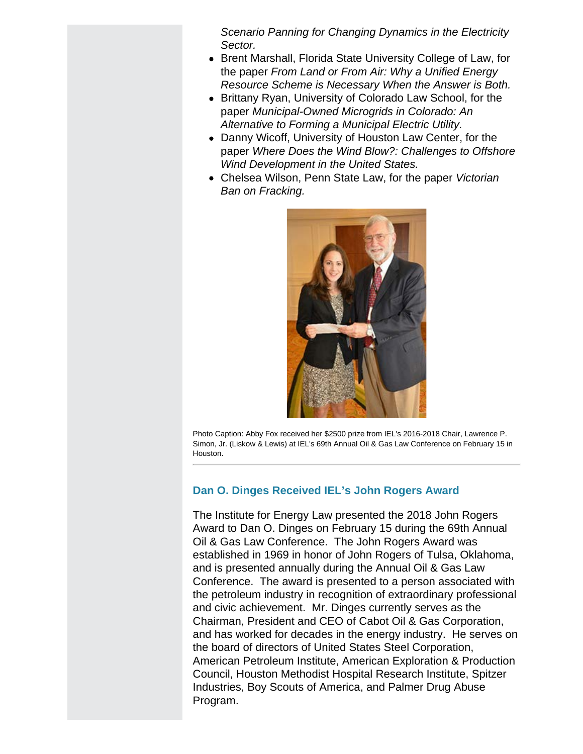*Scenario Panning for Changing Dynamics in the Electricity Sector.*

- Brent Marshall, Florida State University College of Law, for the paper *From Land or From Air: Why a Unified Energy Resource Scheme is Necessary When the Answer is Both.*
- Brittany Ryan, University of Colorado Law School, for the paper *Municipal-Owned Microgrids in Colorado: An Alternative to Forming a Municipal Electric Utility.*
- Danny Wicoff, University of Houston Law Center, for the paper *Where Does the Wind Blow?: Challenges to Offshore Wind Development in the United States.*
- Chelsea Wilson, Penn State Law, for the paper *Victorian Ban on Fracking.*

Photo Caption: Abby Fox received her $2500 prize from IEL's 2016-2018 Chair, Lawrence P. Simon, Jr. (Liskow & Lewis) at IEL's 69th Annual Oil & Gas Law Conference on February 15 in Houston.

---

## Dan O. Dinges Received IEL's John Rogers Award

The Institute for Energy Law presented the 2018 John Rogers Award to Dan O. Dinges on February 15 during the 69th Annual Oil & Gas Law Conference. The John Rogers Award was established in 1969 in honor of John Rogers of Tulsa, Oklahoma, and is presented annually during the Annual Oil & Gas Law Conference. The award is presented to a person associated with the petroleum industry in recognition of extraordinary professional and civic achievement. Mr. Dinges currently serves as the Chairman, President and CEO of Cabot Oil & Gas Corporation, and has worked for decades in the energy industry. He serves on the board of directors of United States Steel Corporation, American Petroleum Institute, American Exploration & Production Council, Houston Methodist Hospital Research Institute, Spitzer Industries, Boy Scouts of America, and Palmer Drug Abuse Program.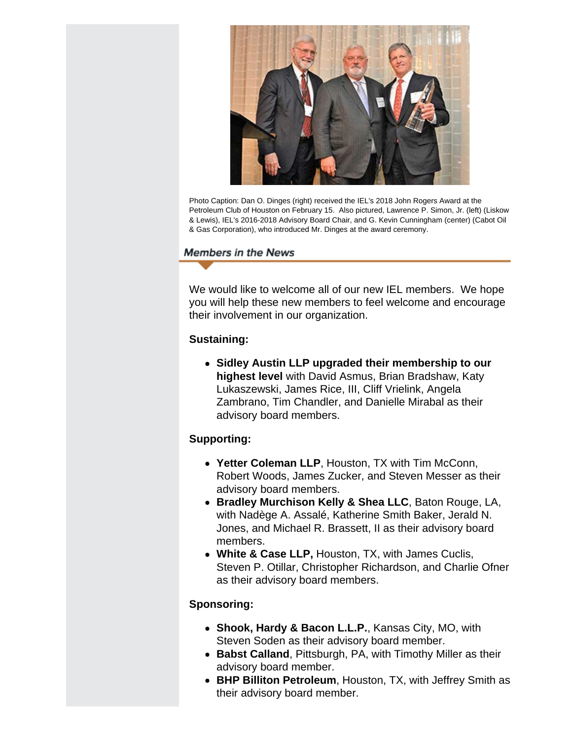Photo Caption: Dan O. Dinges (right) received the IEL's 2018 John Rogers Award at the Petroleum Club of Houston on February 15. Also pictured, Lawrence P. Simon, Jr. (left) (Liskow & Lewis), IEL's 2016-2018 Advisory Board Chair, and G. Kevin Cunningham (center) (Cabot Oil & Gas Corporation), who introduced Mr. Dinges at the award ceremony.

## Members in the News

We would like to welcome all of our new IEL members. We hope you will help these new members to feel welcome and encourage their involvement in our organization.

**Sustaining:**

- **Sidley Austin LLP upgraded their membership to our highest level** with David Asmus, Brian Bradshaw, Katy Lukaszewski, James Rice, III, Cliff Vrielink, Angela Zambrano, Tim Chandler, and Danielle Mirabal as their advisory board members.

**Supporting:**

- **Yetter Coleman LLP**, Houston, TX with Tim McConn, Robert Woods, James Zucker, and Steven Messer as their advisory board members.
- **Bradley Murchison Kelly & Shea LLC**, Baton Rouge, LA, with Nadège A. Assalé, Katherine Smith Baker, Jerald N. Jones, and Michael R. Brassett, II as their advisory board members.
- **White & Case LLP,** Houston, TX, with James Cuclis, Steven P. Otillar, Christopher Richardson, and Charlie Ofner as their advisory board members.

**Sponsoring:**

- **Shook, Hardy & Bacon L.L.P.**, Kansas City, MO, with Steven Soden as their advisory board member.
- **Babst Calland**, Pittsburgh, PA, with Timothy Miller as their advisory board member.
- **BHP Billiton Petroleum**, Houston, TX, with Jeffrey Smith as their advisory board member.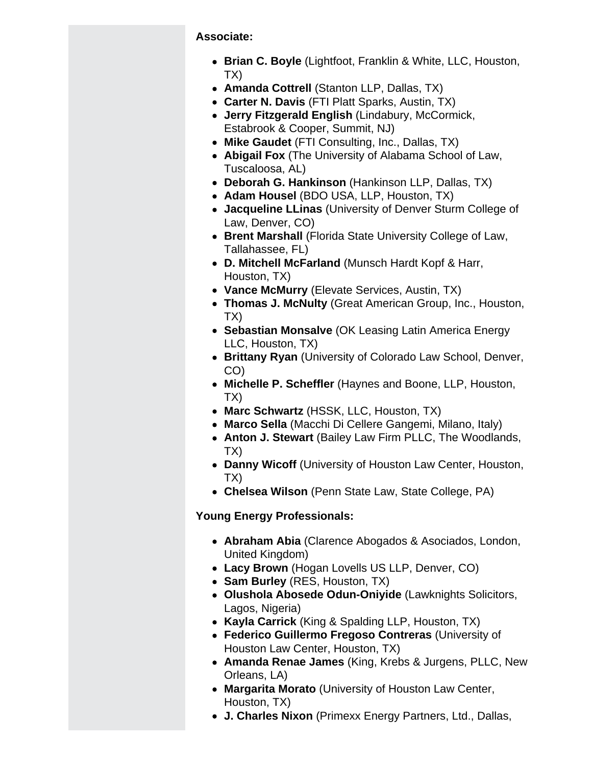**Associate:**

- **Brian C. Boyle** (Lightfoot, Franklin & White, LLC, Houston, TX)
- **Amanda Cottrell** (Stanton LLP, Dallas, TX)
- **Carter N. Davis** (FTI Platt Sparks, Austin, TX)
- **Jerry Fitzgerald English** (Lindabury, McCormick, Estabrook & Cooper, Summit, NJ)
- **Mike Gaudet** (FTI Consulting, Inc., Dallas, TX)
- **Abigail Fox** (The University of Alabama School of Law, Tuscaloosa, AL)
- **Deborah G. Hankinson** (Hankinson LLP, Dallas, TX)
- **Adam Housel** (BDO USA, LLP, Houston, TX)
- **Jacqueline LLinas** (University of Denver Sturm College of Law, Denver, CO)
- **Brent Marshall** (Florida State University College of Law, Tallahassee, FL)
- **D. Mitchell McFarland** (Munsch Hardt Kopf & Harr, Houston, TX)
- **Vance McMurry** (Elevate Services, Austin, TX)
- **Thomas J. McNulty** (Great American Group, Inc., Houston, TX)
- **Sebastian Monsalve** (OK Leasing Latin America Energy LLC, Houston, TX)
- **Brittany Ryan** (University of Colorado Law School, Denver, CO)
- **Michelle P. Scheffler** (Haynes and Boone, LLP, Houston, TX)
- **Marc Schwartz** (HSSK, LLC, Houston, TX)
- **Marco Sella** (Macchi Di Cellere Gangemi, Milano, Italy)
- **Anton J. Stewart** (Bailey Law Firm PLLC, The Woodlands, TX)
- **Danny Wicoff** (University of Houston Law Center, Houston, TX)
- **Chelsea Wilson** (Penn State Law, State College, PA)

**Young Energy Professionals:**

- **Abraham Abia** (Clarence Abogados & Asociados, London, United Kingdom)
- **Lacy Brown** (Hogan Lovells US LLP, Denver, CO)
- **Sam Burley** (RES, Houston, TX)
- **Olushola Abosede Odun-Oniyide** (Lawknights Solicitors, Lagos, Nigeria)
- **Kayla Carrick** (King & Spalding LLP, Houston, TX)
- **Federico Guillermo Fregoso Contreras** (University of Houston Law Center, Houston, TX)
- **Amanda Renae James** (King, Krebs & Jurgens, PLLC, New Orleans, LA)
- **Margarita Morato** (University of Houston Law Center, Houston, TX)
- **J. Charles Nixon** (Primexx Energy Partners, Ltd., Dallas,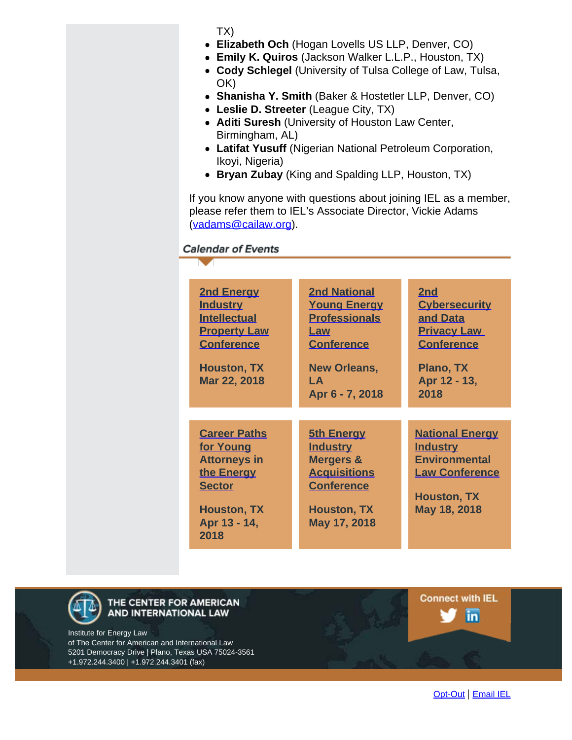TX)

- **Elizabeth Och** (Hogan Lovells US LLP, Denver, CO)
- **Emily K. Quiros** (Jackson Walker L.L.P., Houston, TX)
- **Cody Schlegel** (University of Tulsa College of Law, Tulsa, OK)
- **Shanisha Y. Smith** (Baker & Hostetler LLP, Denver, CO)
- **Leslie D. Streeter** (League City, TX)
- **Aditi Suresh** (University of Houston Law Center, Birmingham, AL)
- **Latifat Yusuff** (Nigerian National Petroleum Corporation, Ikoyi, Nigeria)
- **Bryan Zubay** (King and Spalding LLP, Houston, TX)

If you know anyone with questions about joining IEL as a member, please refer them to IEL's Associate Director, Vickie Adams (vadams@cailaw.org).

## *Calendar of Events*

**2nd Energy Industry Intellectual Property Law Conference**
**Houston, TX**
**Mar 22, 2018**

**2nd National Young Energy Professionals Law Conference**
**New Orleans, LA**
**Apr 6 - 7, 2018**

**2nd Cybersecurity and Data Privacy Law Conference**
**Plano, TX**
**Apr 12 - 13, 2018**

**Career Paths for Young Attorneys in the Energy Sector**
**Houston, TX**
**Apr 13 - 14, 2018**

**5th Energy Industry Mergers & Acquisitions Conference**
**Houston, TX**
**May 17, 2018**

**National Energy Industry Environmental Law Conference**
**Houston, TX**
**May 18, 2018**

THE CENTER FOR AMERICAN AND INTERNATIONAL LAW

Institute for Energy Law
of The Center for American and International Law
5201 Democracy Drive | Plano, Texas USA 75024-3561
+1.972.244.3400 | +1.972.244.3401 (fax)

Connect with IEL

Opt-Out | Email IEL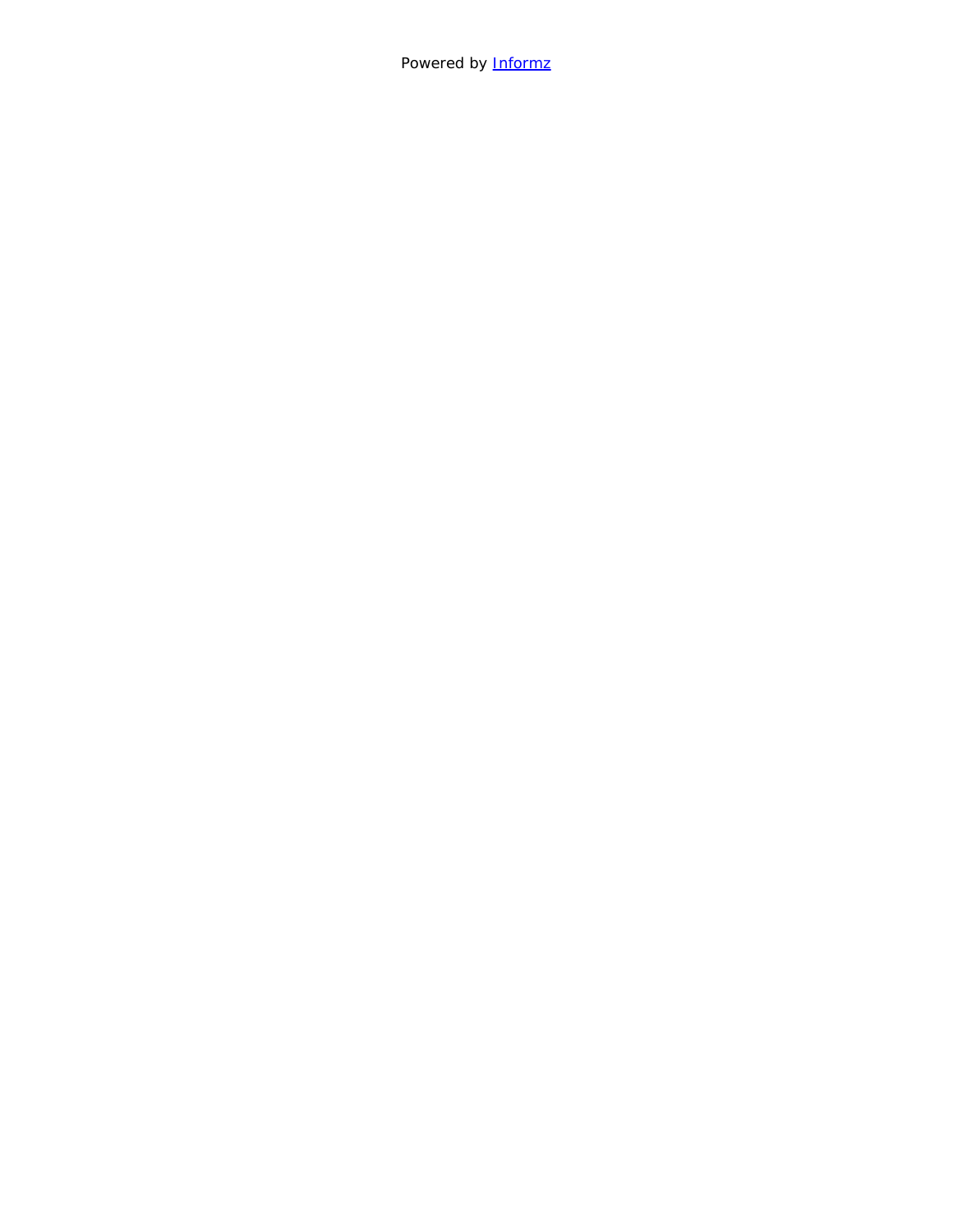Powered by [Informz]